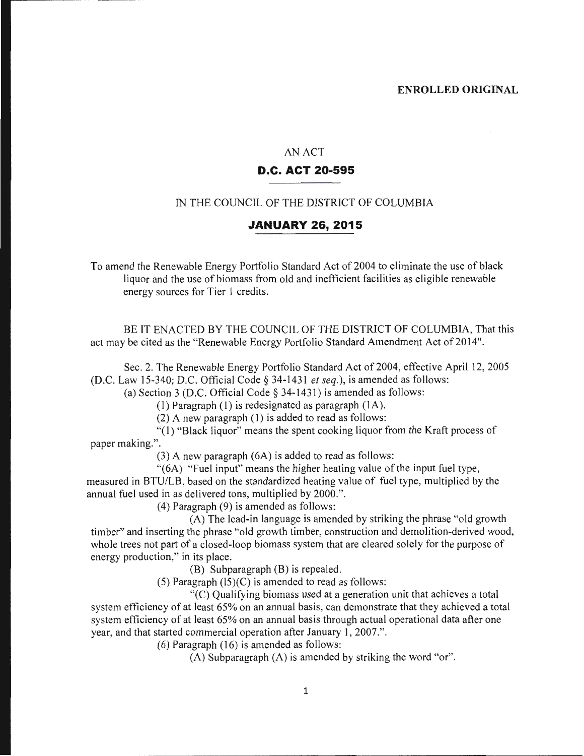**ENROLLED ORIGINAL**

AN ACT

**D.C. ACT 20-595**

IN THE COUNCIL OF THE DISTRICT OF COLUMBIA

**JANUARY 26, 2015**

To amend the Renewable Energy Portfolio Standard Act of 2004 to eliminate the use of black liquor and the use of biomass from old and inefficient facilities as eligible renewable energy sources for Tier 1 credits.

BE IT ENACTED BY THE COUNCIL OF THE DISTRICT OF COLUMBIA, That this act may be cited as the "Renewable Energy Portfolio Standard Amendment Act of 2014".

Sec. 2. The Renewable Energy Portfolio Standard Act of 2004, effective April 12, 2005 (D.C. Law 15-340; D.C. Official Code § 34-1431 *et seq.*), is amended as follows:

(a) Section 3 (D.C. Official Code § 34-1431) is amended as follows:

(1) Paragraph (1) is redesignated as paragraph (1A).

(2) A new paragraph (1) is added to read as follows:

"(1) "Black liquor" means the spent cooking liquor from the Kraft process of paper making.".

(3) A new paragraph (6A) is added to read as follows:

"(6A) "Fuel input" means the higher heating value of the input fuel type, measured in BTU/LB, based on the standardized heating value of fuel type, multiplied by the annual fuel used in as delivered tons, multiplied by 2000.".

(4) Paragraph (9) is amended as follows:

(A) The lead-in language is amended by striking the phrase "old growth timber" and inserting the phrase "old growth timber, construction and demolition-derived wood, whole trees not part of a closed-loop biomass system that are cleared solely for the purpose of energy production," in its place.

(B) Subparagraph (B) is repealed.

(5) Paragraph (15)(C) is amended to read as follows:

"(C) Qualifying biomass used at a generation unit that achieves a total system efficiency of at least 65% on an annual basis, can demonstrate that they achieved a total system efficiency of at least 65% on an annual basis through actual operational data after one year, and that started commercial operation after January 1, 2007.".

(6) Paragraph (16) is amended as follows:

(A) Subparagraph (A) is amended by striking the word "or".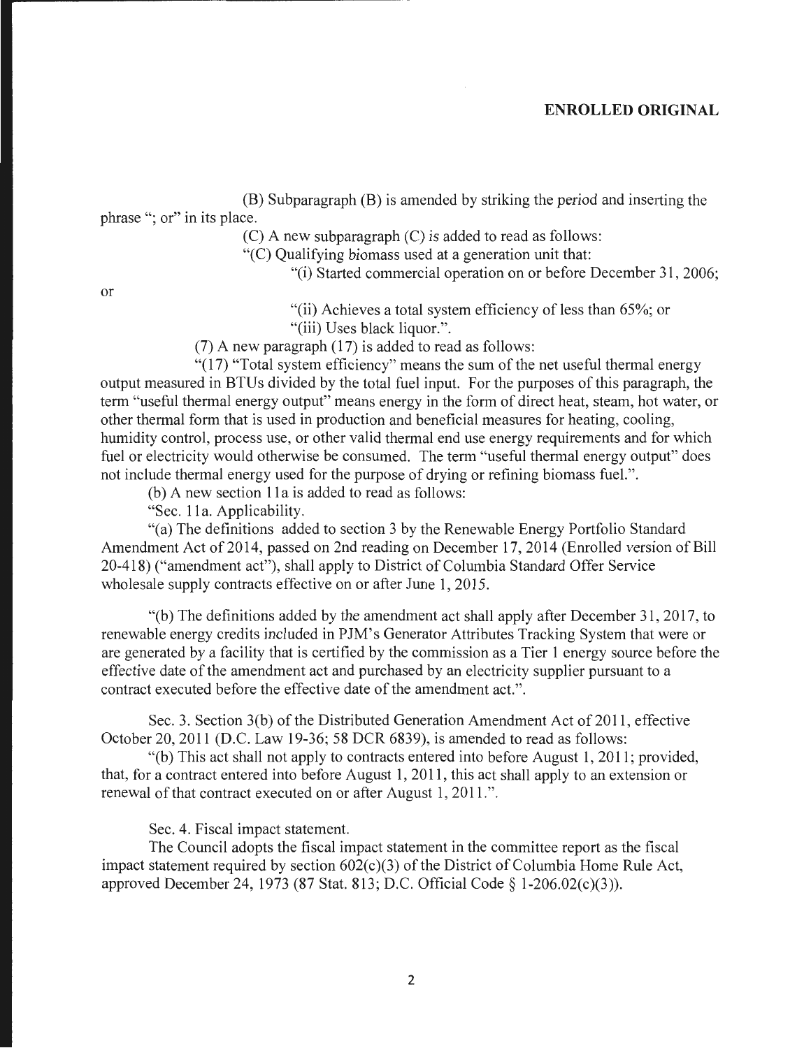**ENROLLED ORIGINAL**

(B) Subparagraph (B) is amended by striking the period and inserting the phrase "; or" in its place.

(C) A new subparagraph (C) is added to read as follows:

"(C) Qualifying biomass used at a generation unit that:

"(i) Started commercial operation on or before December 31, 2006; or

"(ii) Achieves a total system efficiency of less than 65%; or

"(iii) Uses black liquor.".

(7) A new paragraph (17) is added to read as follows:

"(17) "Total system efficiency" means the sum of the net useful thermal energy output measured in BTUs divided by the total fuel input. For the purposes of this paragraph, the term "useful thermal energy output" means energy in the form of direct heat, steam, hot water, or other thermal form that is used in production and beneficial measures for heating, cooling, humidity control, process use, or other valid thermal end use energy requirements and for which fuel or electricity would otherwise be consumed. The term "useful thermal energy output" does not include thermal energy used for the purpose of drying or refining biomass fuel.".

(b) A new section 11a is added to read as follows:

"Sec. 11a. Applicability.

"(a) The definitions added to section 3 by the Renewable Energy Portfolio Standard Amendment Act of 2014, passed on 2nd reading on December 17, 2014 (Enrolled version of Bill 20-418) ("amendment act"), shall apply to District of Columbia Standard Offer Service wholesale supply contracts effective on or after June 1, 2015.

"(b) The definitions added by the amendment act shall apply after December 31, 2017, to renewable energy credits included in PJM's Generator Attributes Tracking System that were or are generated by a facility that is certified by the commission as a Tier 1 energy source before the effective date of the amendment act and purchased by an electricity supplier pursuant to a contract executed before the effective date of the amendment act.".

Sec. 3. Section 3(b) of the Distributed Generation Amendment Act of 2011, effective October 20, 2011 (D.C. Law 19-36; 58 DCR 6839), is amended to read as follows:

"(b) This act shall not apply to contracts entered into before August 1, 2011; provided, that, for a contract entered into before August 1, 2011, this act shall apply to an extension or renewal of that contract executed on or after August 1, 2011.".

Sec. 4. Fiscal impact statement.

The Council adopts the fiscal impact statement in the committee report as the fiscal impact statement required by section 602(c)(3) of the District of Columbia Home Rule Act, approved December 24, 1973 (87 Stat. 813; D.C. Official Code § 1-206.02(c)(3)).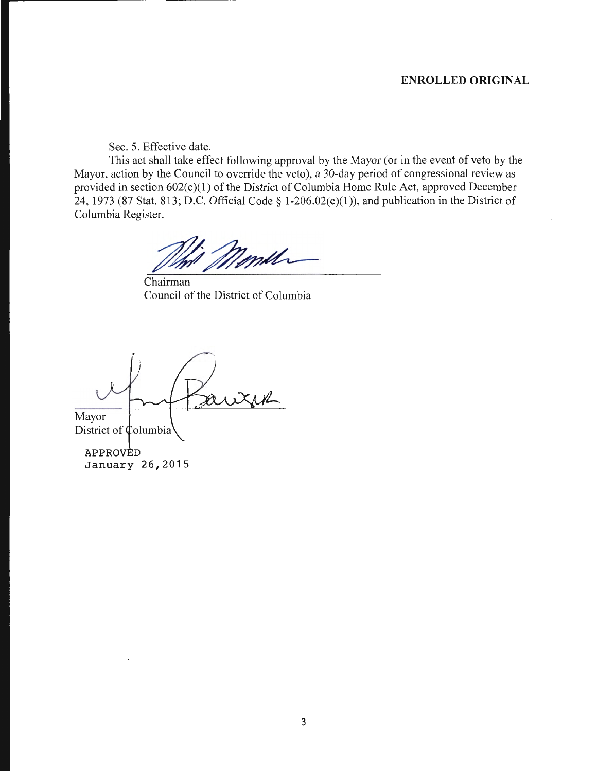**ENROLLED ORIGINAL**

Sec. 5. Effective date.

This act shall take effect following approval by the Mayor (or in the event of veto by the Mayor, action by the Council to override the veto), a 30-day period of congressional review as provided in section 602(c)(1) of the District of Columbia Home Rule Act, approved December 24, 1973 (87 Stat. 813; D.C. Official Code § 1-206.02(c)(1)), and publication in the District of Columbia Register.

Chairman
Council of the District of Columbia

Mayor
District of Columbia

APPROVED
January 26, 2015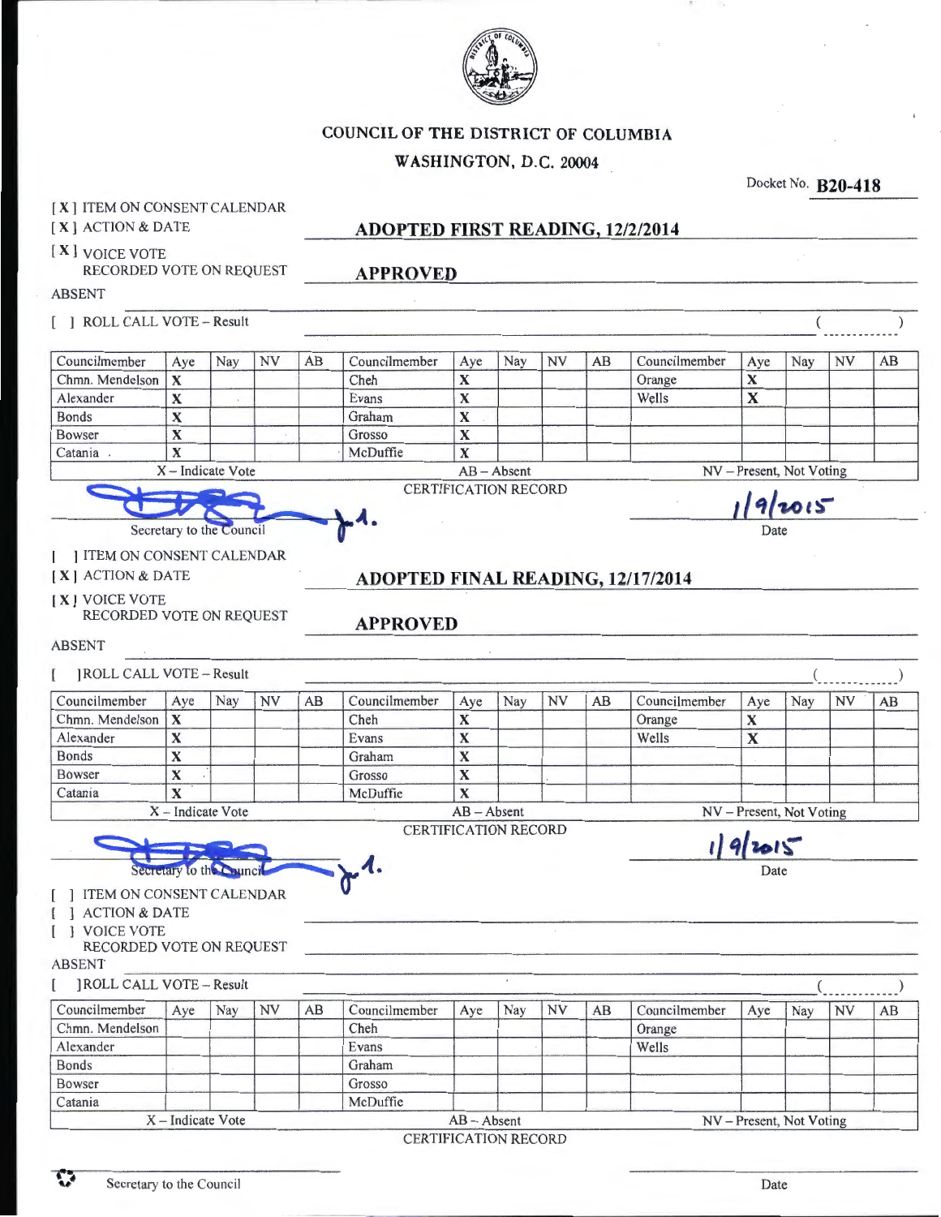# COUNCIL OF THE DISTRICT OF COLUMBIA

## WASHINGTON, D.C. 20004

Docket No. **B20-418**

[ X ] ITEM ON CONSENT CALENDAR

[ X ] ACTION & DATE — **ADOPTED FIRST READING, 12/2/2014**

[ X ] VOICE VOTE — **APPROVED**

RECORDED VOTE ON REQUEST

ABSENT

[ ] ROLL CALL VOTE – Result ( )

| Councilmember | Aye | Nay | NV | AB | Councilmember | Aye | Nay | NV | AB | Councilmember | Aye | Nay | NV | AB |
|---|---|---|---|---|---|---|---|---|---|---|---|---|---|---|
| Chmn. Mendelson | X | | | | Cheh | X | | | | Orange | X | | | |
| Alexander | X | | | | Evans | X | | | | Wells | X | | | |
| Bonds | X | | | | Graham | X | | | | | | | | |
| Bowser | X | | | | Grosso | X | | | | | | | | |
| Catania | X | | | | McDuffie | X | | | | | | | | |

X – Indicate Vote     AB – Absent     NV – Present, Not Voting

CERTIFICATION RECORD

Secretary to the Council     Date: 1/9/2015

[ ] ITEM ON CONSENT CALENDAR

[ X ] ACTION & DATE — **ADOPTED FINAL READING, 12/17/2014**

[ X ] VOICE VOTE — **APPROVED**

RECORDED VOTE ON REQUEST

ABSENT

[ ] ROLL CALL VOTE – Result ( )

| Councilmember | Aye | Nay | NV | AB | Councilmember | Aye | Nay | NV | AB | Councilmember | Aye | Nay | NV | AB |
|---|---|---|---|---|---|---|---|---|---|---|---|---|---|---|
| Chmn. Mendelson | X | | | | Cheh | X | | | | Orange | X | | | |
| Alexander | X | | | | Evans | X | | | | Wells | X | | | |
| Bonds | X | | | | Graham | X | | | | | | | | |
| Bowser | X | | | | Grosso | X | | | | | | | | |
| Catania | X | | | | McDuffie | X | | | | | | | | |

X – Indicate Vote     AB – Absent     NV – Present, Not Voting

CERTIFICATION RECORD

Secretary to the Council     Date: 1/9/2015

[ ] ITEM ON CONSENT CALENDAR

[ ] ACTION & DATE

[ ] VOICE VOTE

RECORDED VOTE ON REQUEST

ABSENT

[ ] ROLL CALL VOTE – Result ( )

| Councilmember | Aye | Nay | NV | AB | Councilmember | Aye | Nay | NV | AB | Councilmember | Aye | Nay | NV | AB |
|---|---|---|---|---|---|---|---|---|---|---|---|---|---|---|
| Chmn. Mendelson | | | | | Cheh | | | | | Orange | | | | |
| Alexander | | | | | Evans | | | | | Wells | | | | |
| Bonds | | | | | Graham | | | | | | | | | |
| Bowser | | | | | Grosso | | | | | | | | | |
| Catania | | | | | McDuffie | | | | | | | | | |

X – Indicate Vote     AB – Absent     NV – Present, Not Voting

CERTIFICATION RECORD

Secretary to the Council     Date